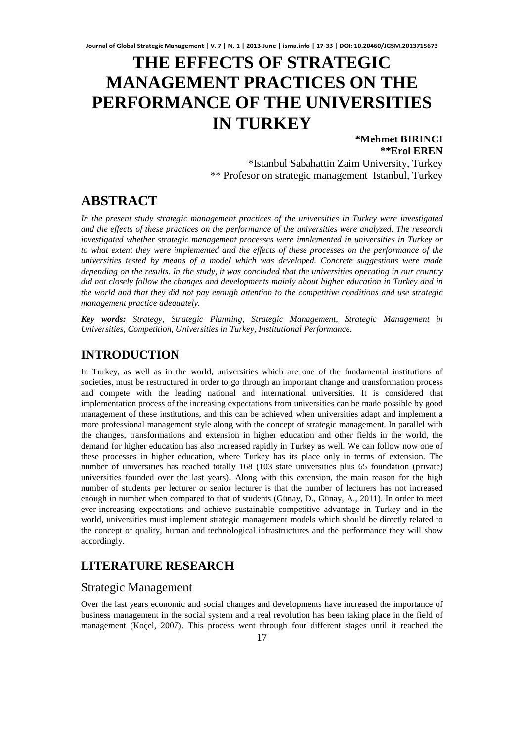# THE EFFECTS OF STRATEGIC MANAGEMENT PRACTICES ON THE PERFORMANCE OF THE UNIVERSITIES IN TURKEY

**\*Mehmet BIRINCI**
**\*\*Erol EREN**

\*Istanbul Sabahattin Zaim University, Turkey
\*\* Profesor on strategic management Istanbul, Turkey

## ABSTRACT

*In the present study strategic management practices of the universities in Turkey were investigated and the effects of these practices on the performance of the universities were analyzed. The research investigated whether strategic management processes were implemented in universities in Turkey or to what extent they were implemented and the effects of these processes on the performance of the universities tested by means of a model which was developed. Concrete suggestions were made depending on the results. In the study, it was concluded that the universities operating in our country did not closely follow the changes and developments mainly about higher education in Turkey and in the world and that they did not pay enough attention to the competitive conditions and use strategic management practice adequately.*

***Key words:*** *Strategy, Strategic Planning, Strategic Management, Strategic Management in Universities, Competition, Universities in Turkey, Institutional Performance.*

## INTRODUCTION

In Turkey, as well as in the world, universities which are one of the fundamental institutions of societies, must be restructured in order to go through an important change and transformation process and compete with the leading national and international universities. It is considered that implementation process of the increasing expectations from universities can be made possible by good management of these institutions, and this can be achieved when universities adapt and implement a more professional management style along with the concept of strategic management. In parallel with the changes, transformations and extension in higher education and other fields in the world, the demand for higher education has also increased rapidly in Turkey as well. We can follow now one of these processes in higher education, where Turkey has its place only in terms of extension. The number of universities has reached totally 168 (103 state universities plus 65 foundation (private) universities founded over the last years). Along with this extension, the main reason for the high number of students per lecturer or senior lecturer is that the number of lecturers has not increased enough in number when compared to that of students (Günay, D., Günay, A., 2011). In order to meet ever-increasing expectations and achieve sustainable competitive advantage in Turkey and in the world, universities must implement strategic management models which should be directly related to the concept of quality, human and technological infrastructures and the performance they will show accordingly.

## LITERATURE RESEARCH

### Strategic Management

Over the last years economic and social changes and developments have increased the importance of business management in the social system and a real revolution has been taking place in the field of management (Koçel, 2007). This process went through four different stages until it reached the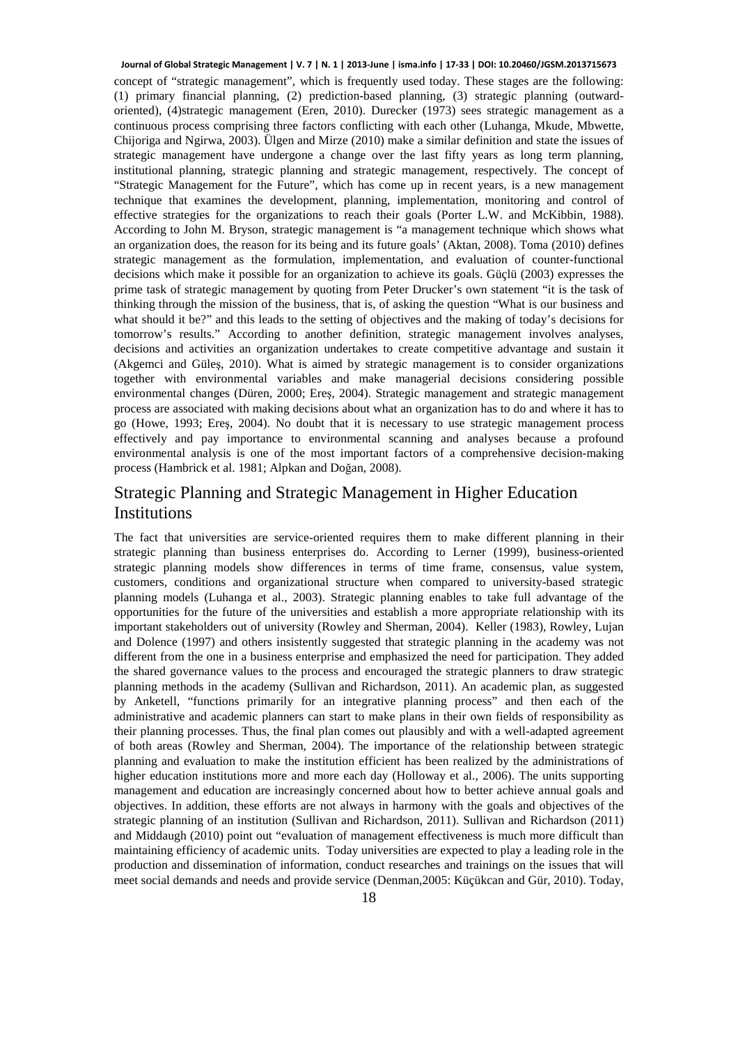concept of "strategic management", which is frequently used today. These stages are the following: (1) primary financial planning, (2) prediction-based planning, (3) strategic planning (outward-oriented), (4)strategic management (Eren, 2010). Durecker (1973) sees strategic management as a continuous process comprising three factors conflicting with each other (Luhanga, Mkude, Mbwette, Chijoriga and Ngirwa, 2003). Ülgen and Mirze (2010) make a similar definition and state the issues of strategic management have undergone a change over the last fifty years as long term planning, institutional planning, strategic planning and strategic management, respectively. The concept of "Strategic Management for the Future", which has come up in recent years, is a new management technique that examines the development, planning, implementation, monitoring and control of effective strategies for the organizations to reach their goals (Porter L.W. and McKibbin, 1988). According to John M. Bryson, strategic management is "a management technique which shows what an organization does, the reason for its being and its future goals' (Aktan, 2008). Toma (2010) defines strategic management as the formulation, implementation, and evaluation of counter-functional decisions which make it possible for an organization to achieve its goals. Güçlü (2003) expresses the prime task of strategic management by quoting from Peter Drucker's own statement "it is the task of thinking through the mission of the business, that is, of asking the question "What is our business and what should it be?" and this leads to the setting of objectives and the making of today's decisions for tomorrow's results." According to another definition, strategic management involves analyses, decisions and activities an organization undertakes to create competitive advantage and sustain it (Akgemci and Güleş, 2010). What is aimed by strategic management is to consider organizations together with environmental variables and make managerial decisions considering possible environmental changes (Düren, 2000; Ereş, 2004). Strategic management and strategic management process are associated with making decisions about what an organization has to do and where it has to go (Howe, 1993; Ereş, 2004). No doubt that it is necessary to use strategic management process effectively and pay importance to environmental scanning and analyses because a profound environmental analysis is one of the most important factors of a comprehensive decision-making process (Hambrick et al. 1981; Alpkan and Doğan, 2008).

## Strategic Planning and Strategic Management in Higher Education Institutions

The fact that universities are service-oriented requires them to make different planning in their strategic planning than business enterprises do. According to Lerner (1999), business-oriented strategic planning models show differences in terms of time frame, consensus, value system, customers, conditions and organizational structure when compared to university-based strategic planning models (Luhanga et al., 2003). Strategic planning enables to take full advantage of the opportunities for the future of the universities and establish a more appropriate relationship with its important stakeholders out of university (Rowley and Sherman, 2004). Keller (1983), Rowley, Lujan and Dolence (1997) and others insistently suggested that strategic planning in the academy was not different from the one in a business enterprise and emphasized the need for participation. They added the shared governance values to the process and encouraged the strategic planners to draw strategic planning methods in the academy (Sullivan and Richardson, 2011). An academic plan, as suggested by Anketell, "functions primarily for an integrative planning process" and then each of the administrative and academic planners can start to make plans in their own fields of responsibility as their planning processes. Thus, the final plan comes out plausibly and with a well-adapted agreement of both areas (Rowley and Sherman, 2004). The importance of the relationship between strategic planning and evaluation to make the institution efficient has been realized by the administrations of higher education institutions more and more each day (Holloway et al., 2006). The units supporting management and education are increasingly concerned about how to better achieve annual goals and objectives. In addition, these efforts are not always in harmony with the goals and objectives of the strategic planning of an institution (Sullivan and Richardson, 2011). Sullivan and Richardson (2011) and Middaugh (2010) point out "evaluation of management effectiveness is much more difficult than maintaining efficiency of academic units. Today universities are expected to play a leading role in the production and dissemination of information, conduct researches and trainings on the issues that will meet social demands and needs and provide service (Denman,2005: Küçükcan and Gür, 2010). Today,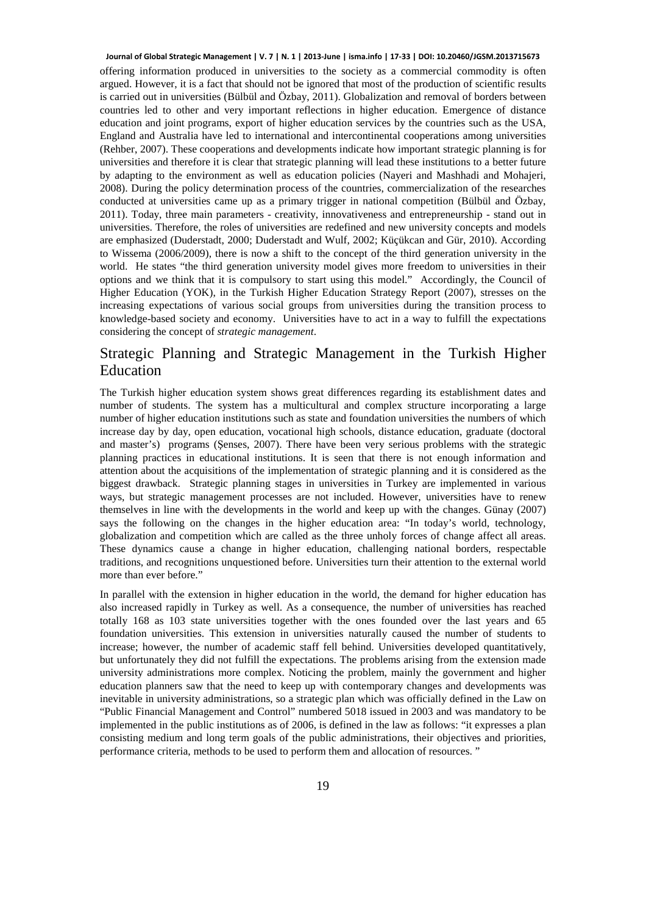offering information produced in universities to the society as a commercial commodity is often argued. However, it is a fact that should not be ignored that most of the production of scientific results is carried out in universities (Bülbül and Özbay, 2011). Globalization and removal of borders between countries led to other and very important reflections in higher education. Emergence of distance education and joint programs, export of higher education services by the countries such as the USA, England and Australia have led to international and intercontinental cooperations among universities (Rehber, 2007). These cooperations and developments indicate how important strategic planning is for universities and therefore it is clear that strategic planning will lead these institutions to a better future by adapting to the environment as well as education policies (Nayeri and Mashhadi and Mohajeri, 2008). During the policy determination process of the countries, commercialization of the researches conducted at universities came up as a primary trigger in national competition (Bülbül and Özbay, 2011). Today, three main parameters - creativity, innovativeness and entrepreneurship - stand out in universities. Therefore, the roles of universities are redefined and new university concepts and models are emphasized (Duderstadt, 2000; Duderstadt and Wulf, 2002; Küçükcan and Gür, 2010). According to Wissema (2006/2009), there is now a shift to the concept of the third generation university in the world. He states "the third generation university model gives more freedom to universities in their options and we think that it is compulsory to start using this model." Accordingly, the Council of Higher Education (YOK), in the Turkish Higher Education Strategy Report (2007), stresses on the increasing expectations of various social groups from universities during the transition process to knowledge-based society and economy. Universities have to act in a way to fulfill the expectations considering the concept of *strategic management*.

## Strategic Planning and Strategic Management in the Turkish Higher Education

The Turkish higher education system shows great differences regarding its establishment dates and number of students. The system has a multicultural and complex structure incorporating a large number of higher education institutions such as state and foundation universities the numbers of which increase day by day, open education, vocational high schools, distance education, graduate (doctoral and master's) programs (Şenses, 2007). There have been very serious problems with the strategic planning practices in educational institutions. It is seen that there is not enough information and attention about the acquisitions of the implementation of strategic planning and it is considered as the biggest drawback. Strategic planning stages in universities in Turkey are implemented in various ways, but strategic management processes are not included. However, universities have to renew themselves in line with the developments in the world and keep up with the changes. Günay (2007) says the following on the changes in the higher education area: "In today's world, technology, globalization and competition which are called as the three unholy forces of change affect all areas. These dynamics cause a change in higher education, challenging national borders, respectable traditions, and recognitions unquestioned before. Universities turn their attention to the external world more than ever before."

In parallel with the extension in higher education in the world, the demand for higher education has also increased rapidly in Turkey as well. As a consequence, the number of universities has reached totally 168 as 103 state universities together with the ones founded over the last years and 65 foundation universities. This extension in universities naturally caused the number of students to increase; however, the number of academic staff fell behind. Universities developed quantitatively, but unfortunately they did not fulfill the expectations. The problems arising from the extension made university administrations more complex. Noticing the problem, mainly the government and higher education planners saw that the need to keep up with contemporary changes and developments was inevitable in university administrations, so a strategic plan which was officially defined in the Law on "Public Financial Management and Control" numbered 5018 issued in 2003 and was mandatory to be implemented in the public institutions as of 2006, is defined in the law as follows: "it expresses a plan consisting medium and long term goals of the public administrations, their objectives and priorities, performance criteria, methods to be used to perform them and allocation of resources. "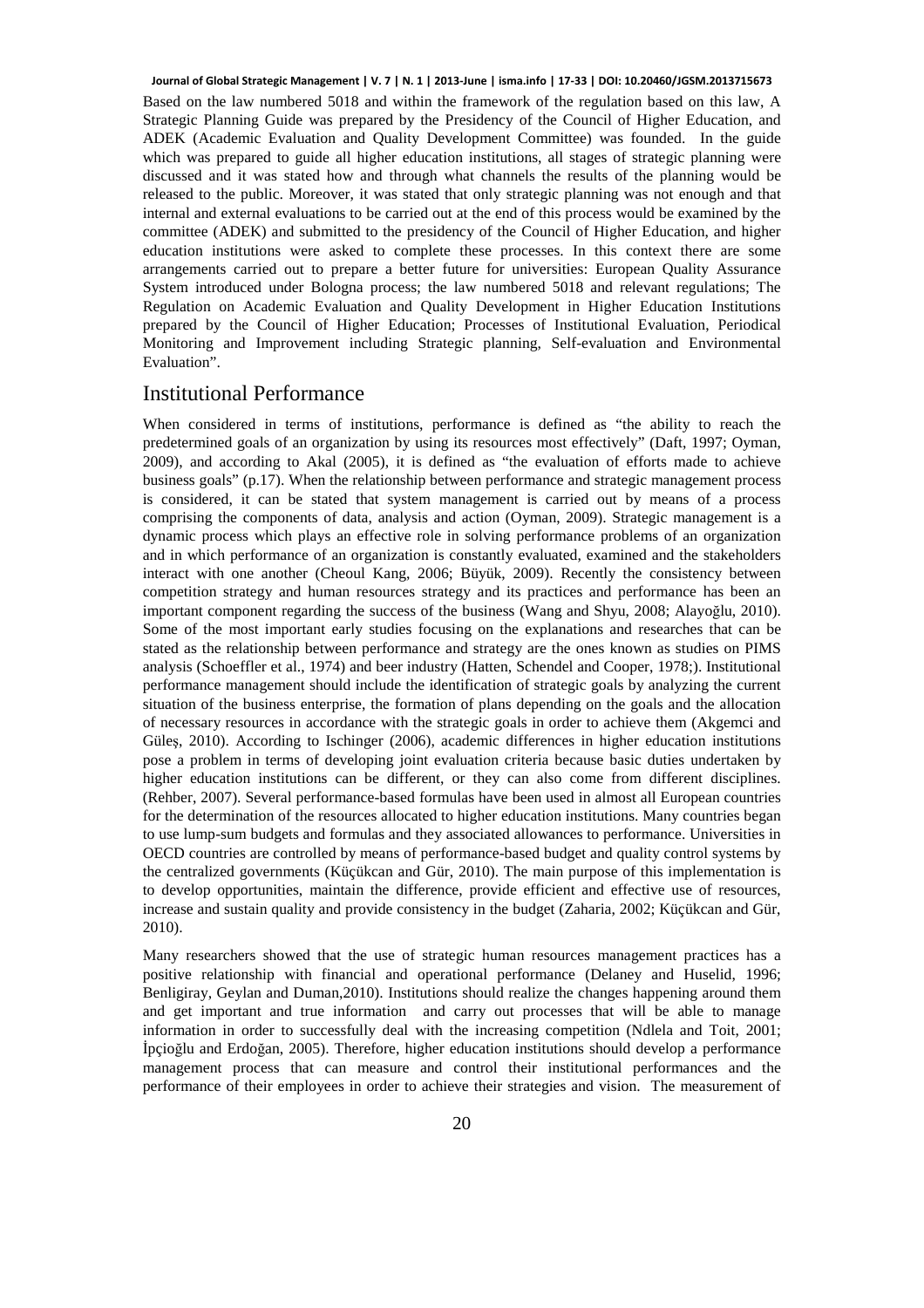Based on the law numbered 5018 and within the framework of the regulation based on this law, A Strategic Planning Guide was prepared by the Presidency of the Council of Higher Education, and ADEK (Academic Evaluation and Quality Development Committee) was founded. In the guide which was prepared to guide all higher education institutions, all stages of strategic planning were discussed and it was stated how and through what channels the results of the planning would be released to the public. Moreover, it was stated that only strategic planning was not enough and that internal and external evaluations to be carried out at the end of this process would be examined by the committee (ADEK) and submitted to the presidency of the Council of Higher Education, and higher education institutions were asked to complete these processes. In this context there are some arrangements carried out to prepare a better future for universities: European Quality Assurance System introduced under Bologna process; the law numbered 5018 and relevant regulations; The Regulation on Academic Evaluation and Quality Development in Higher Education Institutions prepared by the Council of Higher Education; Processes of Institutional Evaluation, Periodical Monitoring and Improvement including Strategic planning, Self-evaluation and Environmental Evaluation".

## Institutional Performance

When considered in terms of institutions, performance is defined as "the ability to reach the predetermined goals of an organization by using its resources most effectively" (Daft, 1997; Oyman, 2009), and according to Akal (2005), it is defined as "the evaluation of efforts made to achieve business goals" (p.17). When the relationship between performance and strategic management process is considered, it can be stated that system management is carried out by means of a process comprising the components of data, analysis and action (Oyman, 2009). Strategic management is a dynamic process which plays an effective role in solving performance problems of an organization and in which performance of an organization is constantly evaluated, examined and the stakeholders interact with one another (Cheoul Kang, 2006; Büyük, 2009). Recently the consistency between competition strategy and human resources strategy and its practices and performance has been an important component regarding the success of the business (Wang and Shyu, 2008; Alayoğlu, 2010). Some of the most important early studies focusing on the explanations and researches that can be stated as the relationship between performance and strategy are the ones known as studies on PIMS analysis (Schoeffler et al., 1974) and beer industry (Hatten, Schendel and Cooper, 1978;). Institutional performance management should include the identification of strategic goals by analyzing the current situation of the business enterprise, the formation of plans depending on the goals and the allocation of necessary resources in accordance with the strategic goals in order to achieve them (Akgemci and Güleş, 2010). According to Ischinger (2006), academic differences in higher education institutions pose a problem in terms of developing joint evaluation criteria because basic duties undertaken by higher education institutions can be different, or they can also come from different disciplines. (Rehber, 2007). Several performance-based formulas have been used in almost all European countries for the determination of the resources allocated to higher education institutions. Many countries began to use lump-sum budgets and formulas and they associated allowances to performance. Universities in OECD countries are controlled by means of performance-based budget and quality control systems by the centralized governments (Küçükcan and Gür, 2010). The main purpose of this implementation is to develop opportunities, maintain the difference, provide efficient and effective use of resources, increase and sustain quality and provide consistency in the budget (Zaharia, 2002; Küçükcan and Gür, 2010).

Many researchers showed that the use of strategic human resources management practices has a positive relationship with financial and operational performance (Delaney and Huselid, 1996; Benligiray, Geylan and Duman,2010). Institutions should realize the changes happening around them and get important and true information and carry out processes that will be able to manage information in order to successfully deal with the increasing competition (Ndlela and Toit, 2001; İpçioğlu and Erdoğan, 2005). Therefore, higher education institutions should develop a performance management process that can measure and control their institutional performances and the performance of their employees in order to achieve their strategies and vision. The measurement of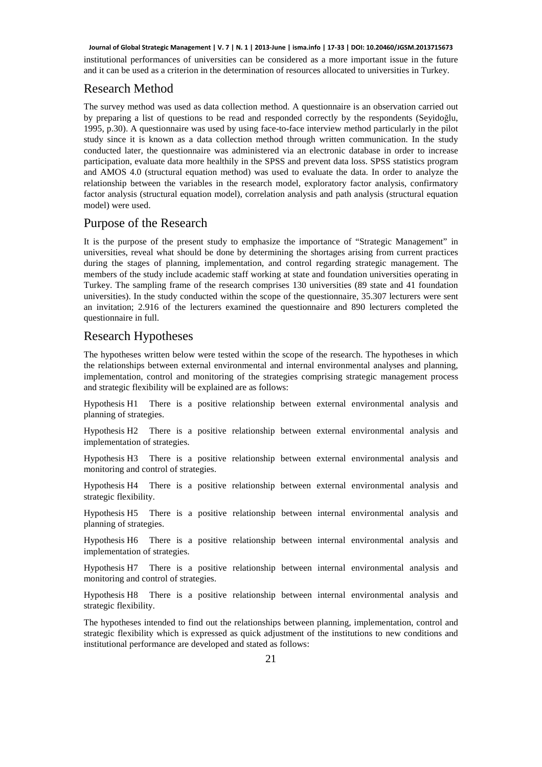institutional performances of universities can be considered as a more important issue in the future and it can be used as a criterion in the determination of resources allocated to universities in Turkey.

## Research Method

The survey method was used as data collection method. A questionnaire is an observation carried out by preparing a list of questions to be read and responded correctly by the respondents (Seyidoğlu, 1995, p.30). A questionnaire was used by using face-to-face interview method particularly in the pilot study since it is known as a data collection method through written communication. In the study conducted later, the questionnaire was administered via an electronic database in order to increase participation, evaluate data more healthily in the SPSS and prevent data loss. SPSS statistics program and AMOS 4.0 (structural equation method) was used to evaluate the data. In order to analyze the relationship between the variables in the research model, exploratory factor analysis, confirmatory factor analysis (structural equation model), correlation analysis and path analysis (structural equation model) were used.

## Purpose of the Research

It is the purpose of the present study to emphasize the importance of "Strategic Management" in universities, reveal what should be done by determining the shortages arising from current practices during the stages of planning, implementation, and control regarding strategic management. The members of the study include academic staff working at state and foundation universities operating in Turkey. The sampling frame of the research comprises 130 universities (89 state and 41 foundation universities). In the study conducted within the scope of the questionnaire, 35.307 lecturers were sent an invitation; 2.916 of the lecturers examined the questionnaire and 890 lecturers completed the questionnaire in full.

## Research Hypotheses

The hypotheses written below were tested within the scope of the research. The hypotheses in which the relationships between external environmental and internal environmental analyses and planning, implementation, control and monitoring of the strategies comprising strategic management process and strategic flexibility will be explained are as follows:

Hypothesis H1 There is a positive relationship between external environmental analysis and planning of strategies.

Hypothesis H2 There is a positive relationship between external environmental analysis and implementation of strategies.

Hypothesis H3 There is a positive relationship between external environmental analysis and monitoring and control of strategies.

Hypothesis H4 There is a positive relationship between external environmental analysis and strategic flexibility.

Hypothesis H5 There is a positive relationship between internal environmental analysis and planning of strategies.

Hypothesis H6 There is a positive relationship between internal environmental analysis and implementation of strategies.

Hypothesis H7 There is a positive relationship between internal environmental analysis and monitoring and control of strategies.

Hypothesis H8 There is a positive relationship between internal environmental analysis and strategic flexibility.

The hypotheses intended to find out the relationships between planning, implementation, control and strategic flexibility which is expressed as quick adjustment of the institutions to new conditions and institutional performance are developed and stated as follows: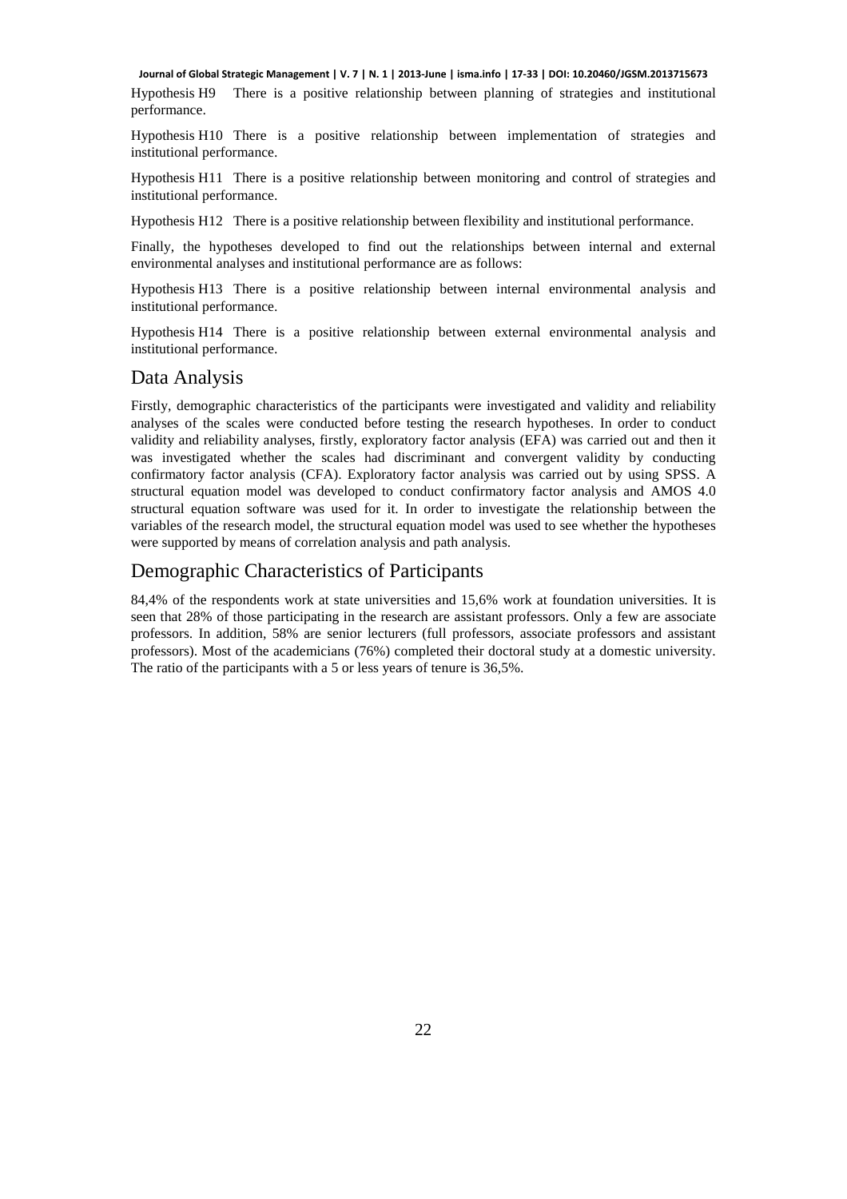Hypothesis H9 There is a positive relationship between planning of strategies and institutional performance.

Hypothesis H10 There is a positive relationship between implementation of strategies and institutional performance.

Hypothesis H11 There is a positive relationship between monitoring and control of strategies and institutional performance.

Hypothesis H12 There is a positive relationship between flexibility and institutional performance.

Finally, the hypotheses developed to find out the relationships between internal and external environmental analyses and institutional performance are as follows:

Hypothesis H13 There is a positive relationship between internal environmental analysis and institutional performance.

Hypothesis H14 There is a positive relationship between external environmental analysis and institutional performance.

## Data Analysis

Firstly, demographic characteristics of the participants were investigated and validity and reliability analyses of the scales were conducted before testing the research hypotheses. In order to conduct validity and reliability analyses, firstly, exploratory factor analysis (EFA) was carried out and then it was investigated whether the scales had discriminant and convergent validity by conducting confirmatory factor analysis (CFA). Exploratory factor analysis was carried out by using SPSS. A structural equation model was developed to conduct confirmatory factor analysis and AMOS 4.0 structural equation software was used for it. In order to investigate the relationship between the variables of the research model, the structural equation model was used to see whether the hypotheses were supported by means of correlation analysis and path analysis.

## Demographic Characteristics of Participants

84,4% of the respondents work at state universities and 15,6% work at foundation universities. It is seen that 28% of those participating in the research are assistant professors. Only a few are associate professors. In addition, 58% are senior lecturers (full professors, associate professors and assistant professors). Most of the academicians (76%) completed their doctoral study at a domestic university. The ratio of the participants with a 5 or less years of tenure is 36,5%.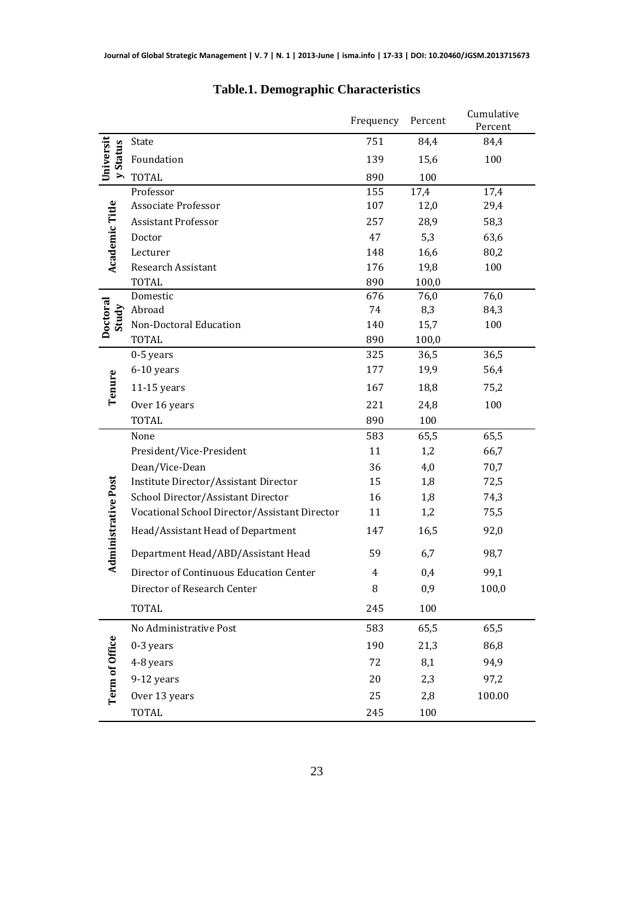**Table.1. Demographic Characteristics**

| | | Frequency | Percent | Cumulative Percent |
|---|---|---|---|---|
| University Status | State | 751 | 84,4 | 84,4 |
| | Foundation | 139 | 15,6 | 100 |
| | TOTAL | 890 | 100 | |
| Academic Title | Professor | 155 | 17,4 | 17,4 |
| | Associate Professor | 107 | 12,0 | 29,4 |
| | Assistant Professor | 257 | 28,9 | 58,3 |
| | Doctor | 47 | 5,3 | 63,6 |
| | Lecturer | 148 | 16,6 | 80,2 |
| | Research Assistant | 176 | 19,8 | 100 |
| | TOTAL | 890 | 100,0 | |
| Doctoral Study | Domestic | 676 | 76,0 | 76,0 |
| | Abroad | 74 | 8,3 | 84,3 |
| | Non-Doctoral Education | 140 | 15,7 | 100 |
| | TOTAL | 890 | 100,0 | |
| Tenure | 0-5 years | 325 | 36,5 | 36,5 |
| | 6-10 years | 177 | 19,9 | 56,4 |
| | 11-15 years | 167 | 18,8 | 75,2 |
| | Over 16 years | 221 | 24,8 | 100 |
| | TOTAL | 890 | 100 | |
| Administrative Post | None | 583 | 65,5 | 65,5 |
| | President/Vice-President | 11 | 1,2 | 66,7 |
| | Dean/Vice-Dean | 36 | 4,0 | 70,7 |
| | Institute Director/Assistant Director | 15 | 1,8 | 72,5 |
| | School Director/Assistant Director | 16 | 1,8 | 74,3 |
| | Vocational School Director/Assistant Director | 11 | 1,2 | 75,5 |
| | Head/Assistant Head of Department | 147 | 16,5 | 92,0 |
| | Department Head/ABD/Assistant Head | 59 | 6,7 | 98,7 |
| | Director of Continuous Education Center | 4 | 0,4 | 99,1 |
| | Director of Research Center | 8 | 0,9 | 100,0 |
| | TOTAL | 245 | 100 | |
| Term of Office | No Administrative Post | 583 | 65,5 | 65,5 |
| | 0-3 years | 190 | 21,3 | 86,8 |
| | 4-8 years | 72 | 8,1 | 94,9 |
| | 9-12 years | 20 | 2,3 | 97,2 |
| | Over 13 years | 25 | 2,8 | 100.00 |
| | TOTAL | 245 | 100 | |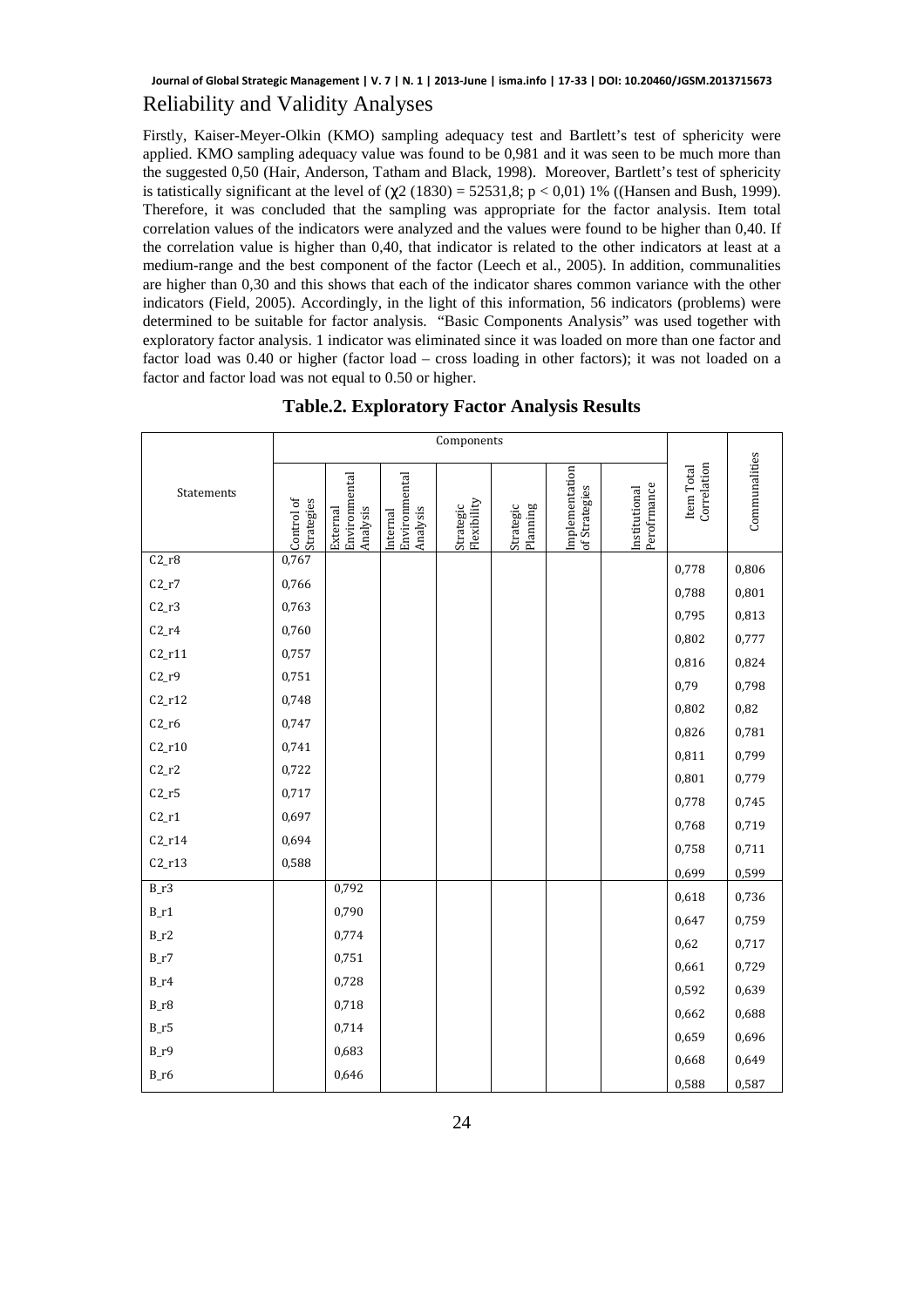## Reliability and Validity Analyses

Firstly, Kaiser-Meyer-Olkin (KMO) sampling adequacy test and Bartlett's test of sphericity were applied. KMO sampling adequacy value was found to be 0,981 and it was seen to be much more than the suggested 0,50 (Hair, Anderson, Tatham and Black, 1998). Moreover, Bartlett's test of sphericity is tatistically significant at the level of ($\chi2$ (1830) = 52531,8; p < 0,01) 1% ((Hansen and Bush, 1999). Therefore, it was concluded that the sampling was appropriate for the factor analysis. Item total correlation values of the indicators were analyzed and the values were found to be higher than 0,40. If the correlation value is higher than 0,40, that indicator is related to the other indicators at least at a medium-range and the best component of the factor (Leech et al., 2005). In addition, communalities are higher than 0,30 and this shows that each of the indicator shares common variance with the other indicators (Field, 2005). Accordingly, in the light of this information, 56 indicators (problems) were determined to be suitable for factor analysis. "Basic Components Analysis" was used together with exploratory factor analysis. 1 indicator was eliminated since it was loaded on more than one factor and factor load was 0.40 or higher (factor load – cross loading in other factors); it was not loaded on a factor and factor load was not equal to 0.50 or higher.

**Table.2. Exploratory Factor Analysis Results**

| Statements | Components | | | | | | | Item Total Correlation | Communalities |
|---|---|---|---|---|---|---|---|---|---|
| | Control of Strategies | External Environmental Analysis | Internal Environmental Analysis | Strategic Flexibility | Strategic Planning | Implementation of Strategies | Institutional Perofrmance | | |
| C2_r8 | 0,767 | | | | | | | 0,778 | 0,806 |
| C2_r7 | 0,766 | | | | | | | 0,788 | 0,801 |
| C2_r3 | 0,763 | | | | | | | 0,795 | 0,813 |
| C2_r4 | 0,760 | | | | | | | 0,802 | 0,777 |
| C2_r11 | 0,757 | | | | | | | 0,816 | 0,824 |
| C2_r9 | 0,751 | | | | | | | 0,79 | 0,798 |
| C2_r12 | 0,748 | | | | | | | 0,802 | 0,82 |
| C2_r6 | 0,747 | | | | | | | 0,826 | 0,781 |
| C2_r10 | 0,741 | | | | | | | 0,811 | 0,799 |
| C2_r2 | 0,722 | | | | | | | 0,801 | 0,779 |
| C2_r5 | 0,717 | | | | | | | 0,778 | 0,745 |
| C2_r1 | 0,697 | | | | | | | 0,768 | 0,719 |
| C2_r14 | 0,694 | | | | | | | 0,758 | 0,711 |
| C2_r13 | 0,588 | | | | | | | 0,699 | 0,599 |
| B_r3 | | 0,792 | | | | | | 0,618 | 0,736 |
| B_r1 | | 0,790 | | | | | | 0,647 | 0,759 |
| B_r2 | | 0,774 | | | | | | 0,62 | 0,717 |
| B_r7 | | 0,751 | | | | | | 0,661 | 0,729 |
| B_r4 | | 0,728 | | | | | | 0,592 | 0,639 |
| B_r8 | | 0,718 | | | | | | 0,662 | 0,688 |
| B_r5 | | 0,714 | | | | | | 0,659 | 0,696 |
| B_r9 | | 0,683 | | | | | | 0,668 | 0,649 |
| B_r6 | | 0,646 | | | | | | 0,588 | 0,587 |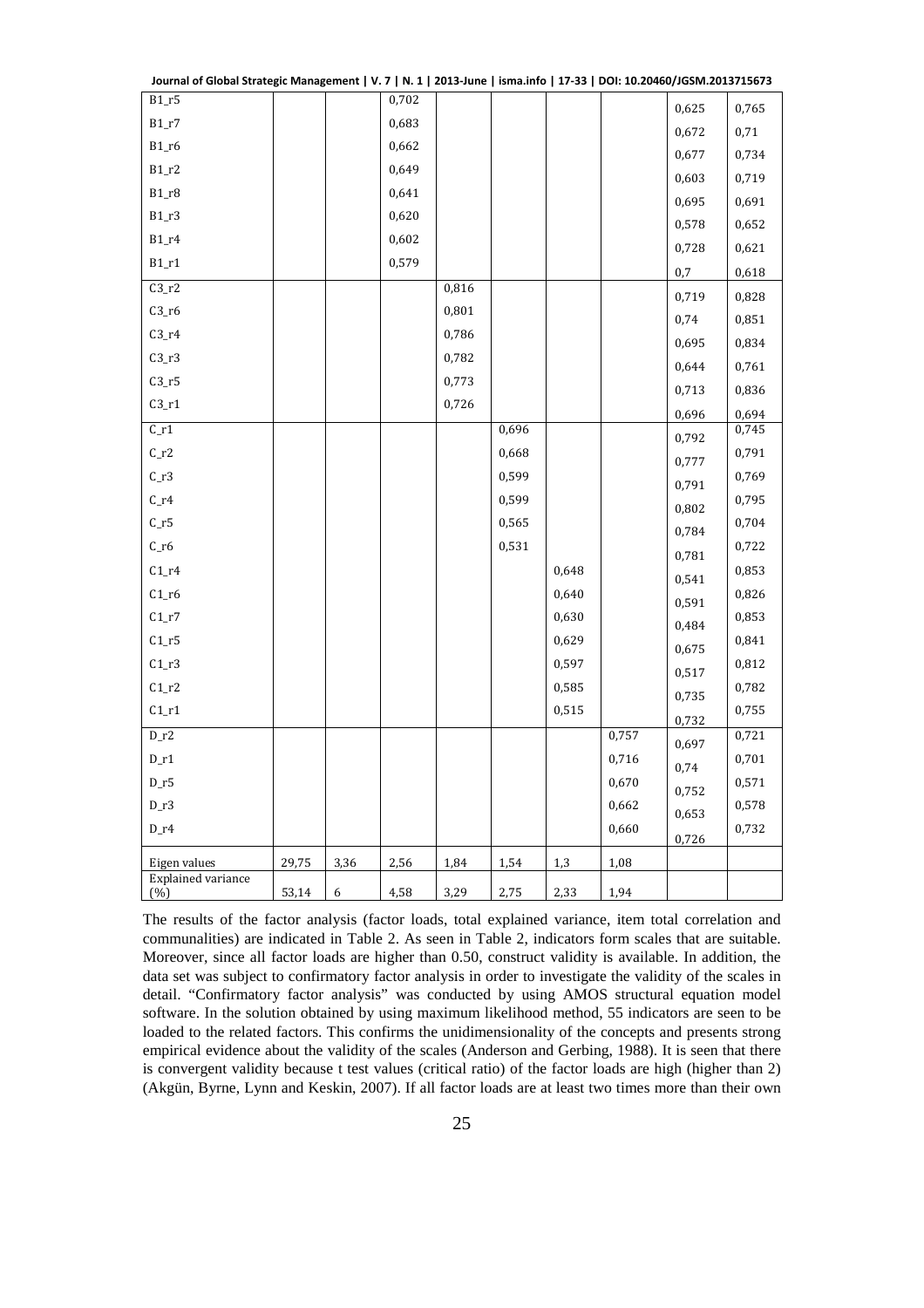| | | | | | | | | | |
|---|---|---|---|---|---|---|---|---|---|
| B1_r5 | | | 0,702 | | | | | 0,625 | 0,765 |
| B1_r7 | | | 0,683 | | | | | 0,672 | 0,71 |
| B1_r6 | | | 0,662 | | | | | 0,677 | 0,734 |
| B1_r2 | | | 0,649 | | | | | 0,603 | 0,719 |
| B1_r8 | | | 0,641 | | | | | 0,695 | 0,691 |
| B1_r3 | | | 0,620 | | | | | 0,578 | 0,652 |
| B1_r4 | | | 0,602 | | | | | 0,728 | 0,621 |
| B1_r1 | | | 0,579 | | | | | 0,7 | 0,618 |
| C3_r2 | | | | 0,816 | | | | 0,719 | 0,828 |
| C3_r6 | | | | 0,801 | | | | 0,74 | 0,851 |
| C3_r4 | | | | 0,786 | | | | 0,695 | 0,834 |
| C3_r3 | | | | 0,782 | | | | 0,644 | 0,761 |
| C3_r5 | | | | 0,773 | | | | 0,713 | 0,836 |
| C3_r1 | | | | 0,726 | | | | 0,696 | 0,694 |
| C_r1 | | | | | 0,696 | | | 0,792 | 0,745 |
| C_r2 | | | | | 0,668 | | | 0,777 | 0,791 |
| C_r3 | | | | | 0,599 | | | 0,791 | 0,769 |
| C_r4 | | | | | 0,599 | | | 0,802 | 0,795 |
| C_r5 | | | | | 0,565 | | | 0,784 | 0,704 |
| C_r6 | | | | | 0,531 | | | 0,781 | 0,722 |
| C1_r4 | | | | | | 0,648 | | 0,541 | 0,853 |
| C1_r6 | | | | | | 0,640 | | 0,591 | 0,826 |
| C1_r7 | | | | | | 0,630 | | 0,484 | 0,853 |
| C1_r5 | | | | | | 0,629 | | 0,675 | 0,841 |
| C1_r3 | | | | | | 0,597 | | 0,517 | 0,812 |
| C1_r2 | | | | | | 0,585 | | 0,735 | 0,782 |
| C1_r1 | | | | | | 0,515 | | 0,732 | 0,755 |
| D_r2 | | | | | | | 0,757 | 0,697 | 0,721 |
| D_r1 | | | | | | | 0,716 | 0,74 | 0,701 |
| D_r5 | | | | | | | 0,670 | 0,752 | 0,571 |
| D_r3 | | | | | | | 0,662 | 0,653 | 0,578 |
| D_r4 | | | | | | | 0,660 | 0,726 | 0,732 |
| Eigen values | 29,75 | 3,36 | 2,56 | 1,84 | 1,54 | 1,3 | 1,08 | | |
| Explained variance (%) | 53,14 | 6 | 4,58 | 3,29 | 2,75 | 2,33 | 1,94 | | |

The results of the factor analysis (factor loads, total explained variance, item total correlation and communalities) are indicated in Table 2. As seen in Table 2, indicators form scales that are suitable. Moreover, since all factor loads are higher than 0.50, construct validity is available. In addition, the data set was subject to confirmatory factor analysis in order to investigate the validity of the scales in detail. "Confirmatory factor analysis" was conducted by using AMOS structural equation model software. In the solution obtained by using maximum likelihood method, 55 indicators are seen to be loaded to the related factors. This confirms the unidimensionality of the concepts and presents strong empirical evidence about the validity of the scales (Anderson and Gerbing, 1988). It is seen that there is convergent validity because t test values (critical ratio) of the factor loads are high (higher than 2) (Akgün, Byrne, Lynn and Keskin, 2007). If all factor loads are at least two times more than their own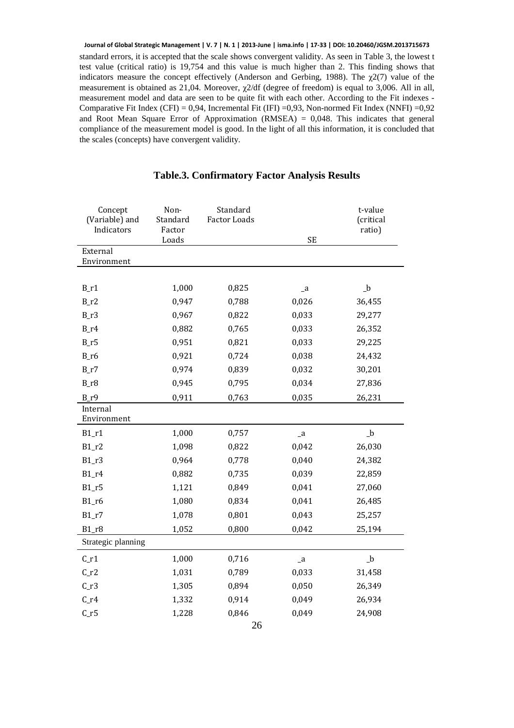standard errors, it is accepted that the scale shows convergent validity. As seen in Table 3, the lowest t test value (critical ratio) is 19,754 and this value is much higher than 2. This finding shows that indicators measure the concept effectively (Anderson and Gerbing, 1988). The $\chi 2(7)$ value of the measurement is obtained as 21,04. Moreover, $\chi 2$/df (degree of freedom) is equal to 3,006. All in all, measurement model and data are seen to be quite fit with each other. According to the Fit indexes - Comparative Fit Index (CFI) = 0,94, Incremental Fit (IFI) =0,93, Non-normed Fit Index (NNFI) =0,92 and Root Mean Square Error of Approximation (RMSEA) = 0,048. This indicates that general compliance of the measurement model is good. In the light of all this information, it is concluded that the scales (concepts) have convergent validity.

**Table.3. Confirmatory Factor Analysis Results**

| Concept (Variable) and Indicators | Non-Standard Factor Loads | Standard Factor Loads | SE | t-value (critical ratio) |
|---|---|---|---|---|
| External Environment | | | | |
| B_r1 | 1,000 | 0,825 | _a | _b |
| B_r2 | 0,947 | 0,788 | 0,026 | 36,455 |
| B_r3 | 0,967 | 0,822 | 0,033 | 29,277 |
| B_r4 | 0,882 | 0,765 | 0,033 | 26,352 |
| B_r5 | 0,951 | 0,821 | 0,033 | 29,225 |
| B_r6 | 0,921 | 0,724 | 0,038 | 24,432 |
| B_r7 | 0,974 | 0,839 | 0,032 | 30,201 |
| B_r8 | 0,945 | 0,795 | 0,034 | 27,836 |
| B_r9 | 0,911 | 0,763 | 0,035 | 26,231 |
| Internal Environment | | | | |
| B1_r1 | 1,000 | 0,757 | _a | _b |
| B1_r2 | 1,098 | 0,822 | 0,042 | 26,030 |
| B1_r3 | 0,964 | 0,778 | 0,040 | 24,382 |
| B1_r4 | 0,882 | 0,735 | 0,039 | 22,859 |
| B1_r5 | 1,121 | 0,849 | 0,041 | 27,060 |
| B1_r6 | 1,080 | 0,834 | 0,041 | 26,485 |
| B1_r7 | 1,078 | 0,801 | 0,043 | 25,257 |
| B1_r8 | 1,052 | 0,800 | 0,042 | 25,194 |
| Strategic planning | | | | |
| C_r1 | 1,000 | 0,716 | _a | _b |
| C_r2 | 1,031 | 0,789 | 0,033 | 31,458 |
| C_r3 | 1,305 | 0,894 | 0,050 | 26,349 |
| C_r4 | 1,332 | 0,914 | 0,049 | 26,934 |
| C_r5 | 1,228 | 0,846 | 0,049 | 24,908 |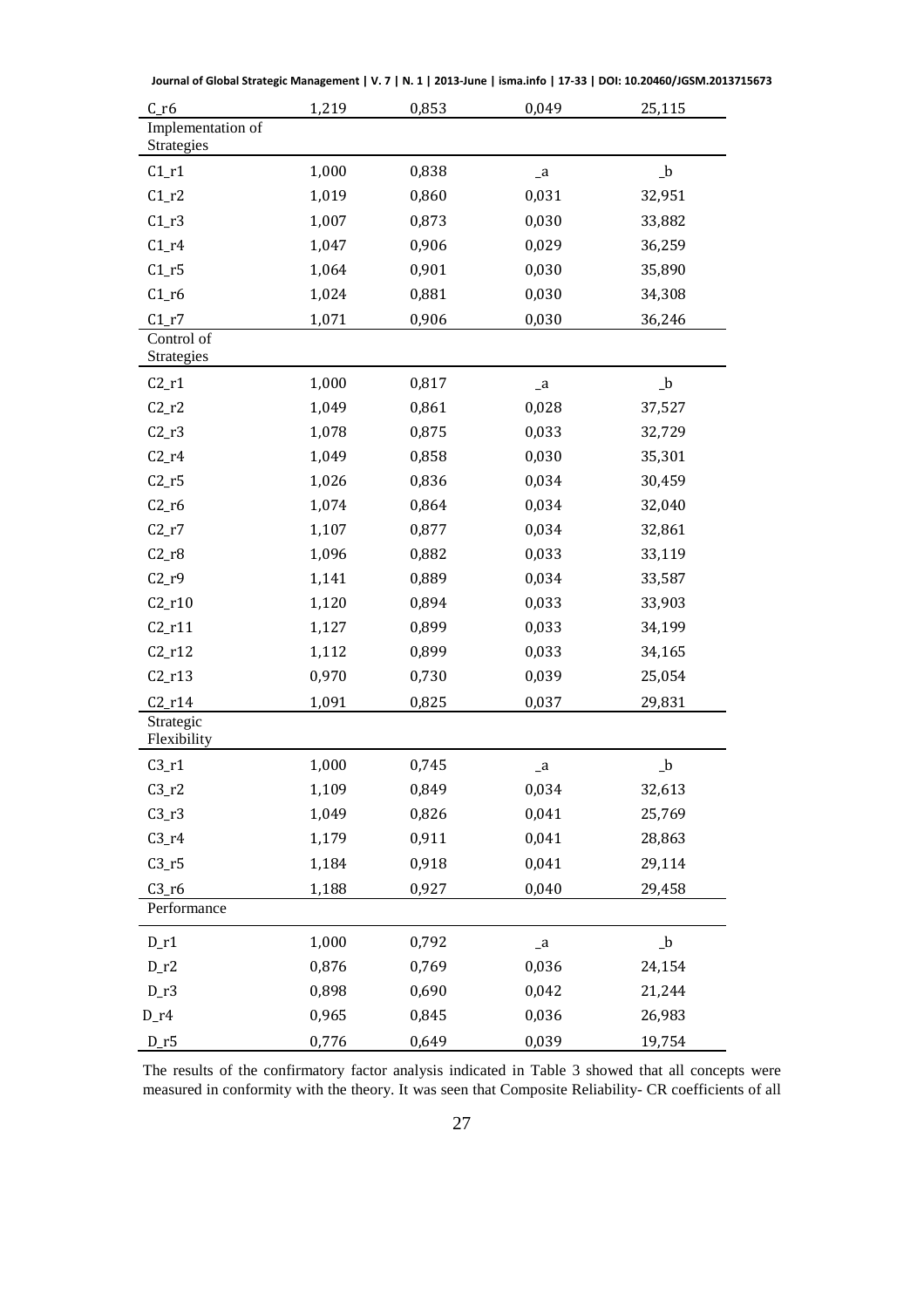| | | | | |
|---|---|---|---|---|
| C_r6 | 1,219 | 0,853 | 0,049 | 25,115 |
| Implementation of Strategies | | | | |
| C1_r1 | 1,000 | 0,838 | _a | _b |
| C1_r2 | 1,019 | 0,860 | 0,031 | 32,951 |
| C1_r3 | 1,007 | 0,873 | 0,030 | 33,882 |
| C1_r4 | 1,047 | 0,906 | 0,029 | 36,259 |
| C1_r5 | 1,064 | 0,901 | 0,030 | 35,890 |
| C1_r6 | 1,024 | 0,881 | 0,030 | 34,308 |
| C1_r7 | 1,071 | 0,906 | 0,030 | 36,246 |
| Control of Strategies | | | | |
| C2_r1 | 1,000 | 0,817 | _a | _b |
| C2_r2 | 1,049 | 0,861 | 0,028 | 37,527 |
| C2_r3 | 1,078 | 0,875 | 0,033 | 32,729 |
| C2_r4 | 1,049 | 0,858 | 0,030 | 35,301 |
| C2_r5 | 1,026 | 0,836 | 0,034 | 30,459 |
| C2_r6 | 1,074 | 0,864 | 0,034 | 32,040 |
| C2_r7 | 1,107 | 0,877 | 0,034 | 32,861 |
| C2_r8 | 1,096 | 0,882 | 0,033 | 33,119 |
| C2_r9 | 1,141 | 0,889 | 0,034 | 33,587 |
| C2_r10 | 1,120 | 0,894 | 0,033 | 33,903 |
| C2_r11 | 1,127 | 0,899 | 0,033 | 34,199 |
| C2_r12 | 1,112 | 0,899 | 0,033 | 34,165 |
| C2_r13 | 0,970 | 0,730 | 0,039 | 25,054 |
| C2_r14 | 1,091 | 0,825 | 0,037 | 29,831 |
| Strategic Flexibility | | | | |
| C3_r1 | 1,000 | 0,745 | _a | _b |
| C3_r2 | 1,109 | 0,849 | 0,034 | 32,613 |
| C3_r3 | 1,049 | 0,826 | 0,041 | 25,769 |
| C3_r4 | 1,179 | 0,911 | 0,041 | 28,863 |
| C3_r5 | 1,184 | 0,918 | 0,041 | 29,114 |
| C3_r6 | 1,188 | 0,927 | 0,040 | 29,458 |
| Performance | | | | |
| D_r1 | 1,000 | 0,792 | _a | _b |
| D_r2 | 0,876 | 0,769 | 0,036 | 24,154 |
| D_r3 | 0,898 | 0,690 | 0,042 | 21,244 |
| D_r4 | 0,965 | 0,845 | 0,036 | 26,983 |
| D_r5 | 0,776 | 0,649 | 0,039 | 19,754 |

The results of the confirmatory factor analysis indicated in Table 3 showed that all concepts were measured in conformity with the theory. It was seen that Composite Reliability- CR coefficients of all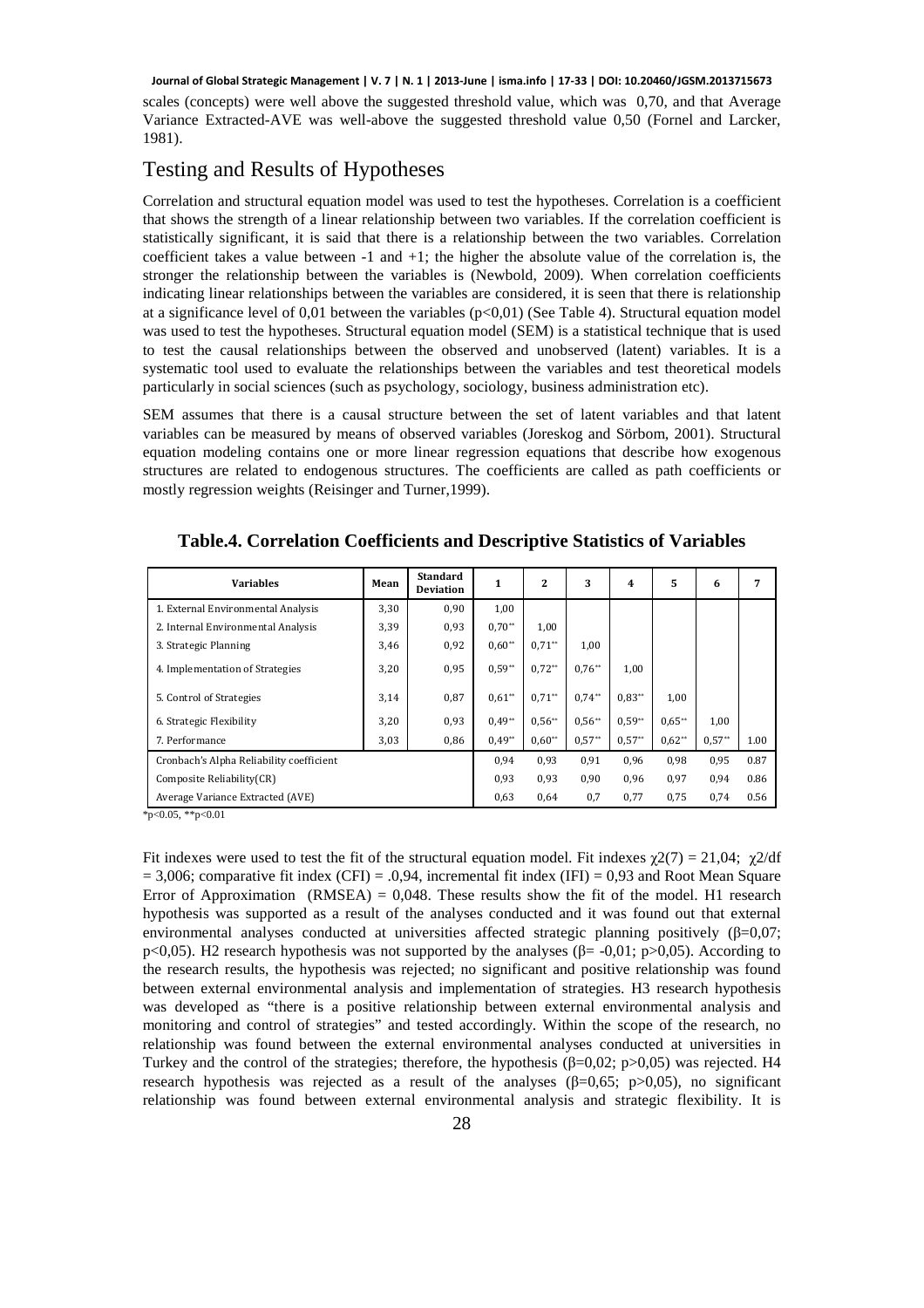scales (concepts) were well above the suggested threshold value, which was 0,70, and that Average Variance Extracted-AVE was well-above the suggested threshold value 0,50 (Fornel and Larcker, 1981).

## Testing and Results of Hypotheses

Correlation and structural equation model was used to test the hypotheses. Correlation is a coefficient that shows the strength of a linear relationship between two variables. If the correlation coefficient is statistically significant, it is said that there is a relationship between the two variables. Correlation coefficient takes a value between -1 and +1; the higher the absolute value of the correlation is, the stronger the relationship between the variables is (Newbold, 2009). When correlation coefficients indicating linear relationships between the variables are considered, it is seen that there is relationship at a significance level of 0,01 between the variables ($p<0{,}01$) (See Table 4). Structural equation model was used to test the hypotheses. Structural equation model (SEM) is a statistical technique that is used to test the causal relationships between the observed and unobserved (latent) variables. It is a systematic tool used to evaluate the relationships between the variables and test theoretical models particularly in social sciences (such as psychology, sociology, business administration etc).

SEM assumes that there is a causal structure between the set of latent variables and that latent variables can be measured by means of observed variables (Joreskog and Sörbom, 2001). Structural equation modeling contains one or more linear regression equations that describe how exogenous structures are related to endogenous structures. The coefficients are called as path coefficients or mostly regression weights (Reisinger and Turner,1999).

**Table.4. Correlation Coefficients and Descriptive Statistics of Variables**

| Variables | Mean | Standard Deviation | 1 | 2 | 3 | 4 | 5 | 6 | 7 |
|---|---|---|---|---|---|---|---|---|---|
| 1. External Environmental Analysis | 3,30 | 0,90 | 1,00 | | | | | | |
| 2. Internal Environmental Analysis | 3,39 | 0,93 | 0,70** | 1,00 | | | | | |
| 3. Strategic Planning | 3,46 | 0,92 | 0,60** | 0,71** | 1,00 | | | | |
| 4. Implementation of Strategies | 3,20 | 0,95 | 0,59** | 0,72** | 0,76** | 1,00 | | | |
| 5. Control of Strategies | 3,14 | 0,87 | 0,61** | 0,71** | 0,74** | 0,83** | 1,00 | | |
| 6. Strategic Flexibility | 3,20 | 0,93 | 0,49** | 0,56** | 0,56** | 0,59** | 0,65** | 1,00 | |
| 7. Performance | 3,03 | 0,86 | 0,49** | 0,60** | 0,57** | 0,57** | 0,62** | 0,57** | 1.00 |
| Cronbach's Alpha Reliability coefficient | | | 0,94 | 0,93 | 0,91 | 0,96 | 0,98 | 0,95 | 0.87 |
| Composite Reliability(CR) | | | 0,93 | 0,93 | 0,90 | 0,96 | 0,97 | 0,94 | 0.86 |
| Average Variance Extracted (AVE) | | | 0,63 | 0,64 | 0,7 | 0,77 | 0,75 | 0,74 | 0.56 |

*p<0.05, **p<0.01

Fit indexes were used to test the fit of the structural equation model. Fit indexes $\chi2(7) = 21{,}04$; $\chi2/df = 3{,}006$; comparative fit index (CFI) = .0,94, incremental fit index (IFI) = 0,93 and Root Mean Square Error of Approximation (RMSEA) = 0,048. These results show the fit of the model. H1 research hypothesis was supported as a result of the analyses conducted and it was found out that external environmental analyses conducted at universities affected strategic planning positively ($\beta$=0,07; $p<0{,}05$). H2 research hypothesis was not supported by the analyses ($\beta$= -0,01; $p>0{,}05$). According to the research results, the hypothesis was rejected; no significant and positive relationship was found between external environmental analysis and implementation of strategies. H3 research hypothesis was developed as "there is a positive relationship between external environmental analysis and monitoring and control of strategies" and tested accordingly. Within the scope of the research, no relationship was found between the external environmental analyses conducted at universities in Turkey and the control of the strategies; therefore, the hypothesis ($\beta$=0,02; $p>0{,}05$) was rejected. H4 research hypothesis was rejected as a result of the analyses ($\beta$=0,65; $p>0{,}05$), no significant relationship was found between external environmental analysis and strategic flexibility. It is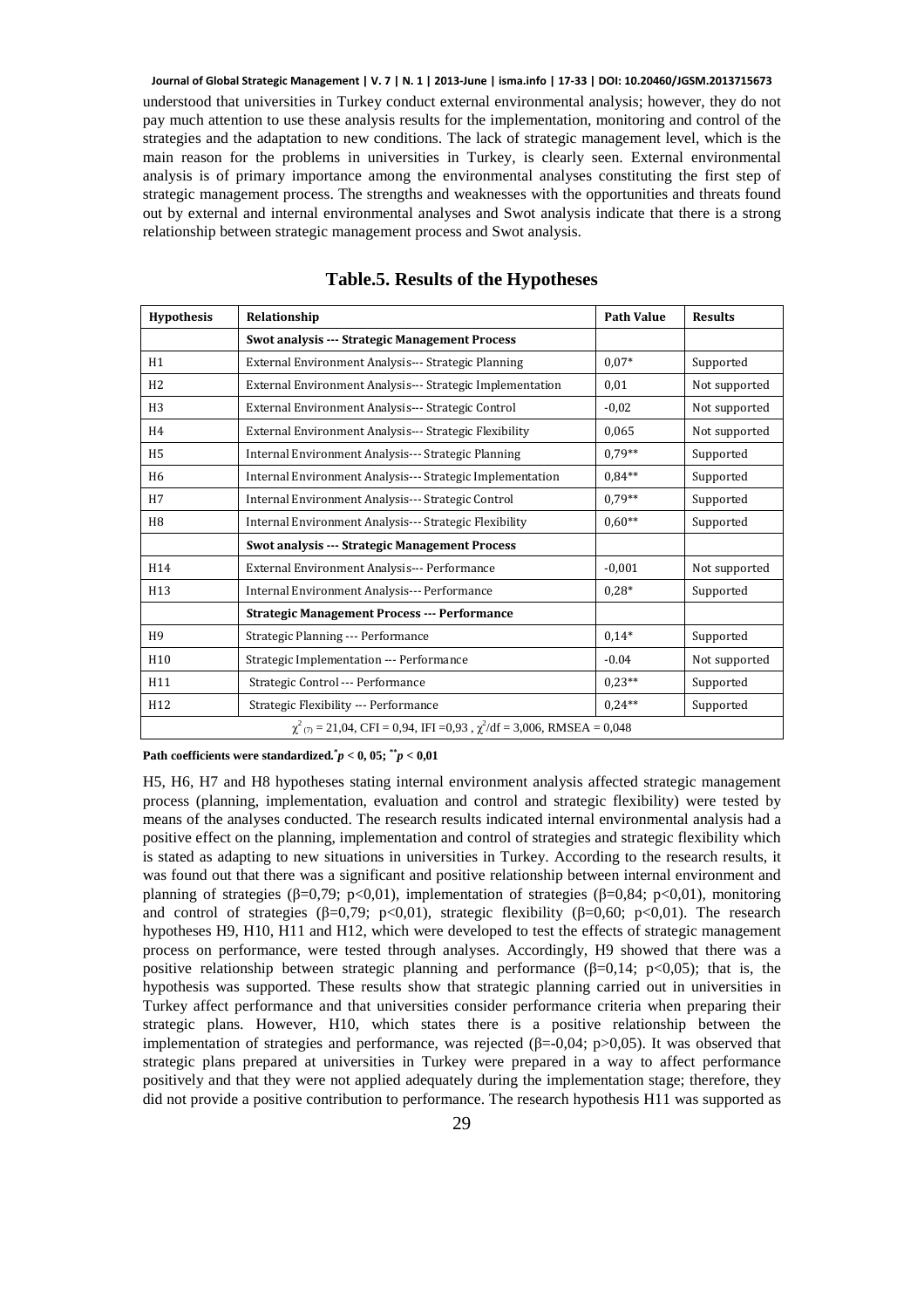understood that universities in Turkey conduct external environmental analysis; however, they do not pay much attention to use these analysis results for the implementation, monitoring and control of the strategies and the adaptation to new conditions. The lack of strategic management level, which is the main reason for the problems in universities in Turkey, is clearly seen. External environmental analysis is of primary importance among the environmental analyses constituting the first step of strategic management process. The strengths and weaknesses with the opportunities and threats found out by external and internal environmental analyses and Swot analysis indicate that there is a strong relationship between strategic management process and Swot analysis.

**Table.5. Results of the Hypotheses**

| Hypothesis | Relationship | Path Value | Results |
|---|---|---|---|
| | **Swot analysis --- Strategic Management Process** | | |
| H1 | External Environment Analysis--- Strategic Planning | 0,07* | Supported |
| H2 | External Environment Analysis--- Strategic Implementation | 0,01 | Not supported |
| H3 | External Environment Analysis--- Strategic Control | -0,02 | Not supported |
| H4 | External Environment Analysis--- Strategic Flexibility | 0,065 | Not supported |
| H5 | Internal Environment Analysis--- Strategic Planning | 0,79** | Supported |
| H6 | Internal Environment Analysis--- Strategic Implementation | 0,84** | Supported |
| H7 | Internal Environment Analysis--- Strategic Control | 0,79** | Supported |
| H8 | Internal Environment Analysis--- Strategic Flexibility | 0,60** | Supported |
| | **Swot analysis --- Strategic Management Process** | | |
| H14 | External Environment Analysis--- Performance | -0,001 | Not supported |
| H13 | Internal Environment Analysis--- Performance | 0,28* | Supported |
| | **Strategic Management Process --- Performance** | | |
| H9 | Strategic Planning --- Performance | 0,14* | Supported |
| H10 | Strategic Implementation --- Performance | -0.04 | Not supported |
| H11 | Strategic Control --- Performance | 0,23** | Supported |
| H12 | Strategic Flexibility --- Performance | 0,24** | Supported |
| $\chi^2_{(7)}$ = 21,04, CFI = 0,94, IFI =0,93 , $\chi^2$/df = 3,006, RMSEA = 0,048 | | | |

**Path coefficients were standardized.** $^{*}p < 0,05$; $^{**}p < 0,01$

H5, H6, H7 and H8 hypotheses stating internal environment analysis affected strategic management process (planning, implementation, evaluation and control and strategic flexibility) were tested by means of the analyses conducted. The research results indicated internal environmental analysis had a positive effect on the planning, implementation and control of strategies and strategic flexibility which is stated as adapting to new situations in universities in Turkey. According to the research results, it was found out that there was a significant and positive relationship between internal environment and planning of strategies (β=0,79; p<0,01), implementation of strategies (β=0,84; p<0,01), monitoring and control of strategies (β=0,79; p<0,01), strategic flexibility (β=0,60; p<0,01). The research hypotheses H9, H10, H11 and H12, which were developed to test the effects of strategic management process on performance, were tested through analyses. Accordingly, H9 showed that there was a positive relationship between strategic planning and performance (β=0,14; p<0,05); that is, the hypothesis was supported. These results show that strategic planning carried out in universities in Turkey affect performance and that universities consider performance criteria when preparing their strategic plans. However, H10, which states there is a positive relationship between the implementation of strategies and performance, was rejected (β=-0,04; p>0,05). It was observed that strategic plans prepared at universities in Turkey were prepared in a way to affect performance positively and that they were not applied adequately during the implementation stage; therefore, they did not provide a positive contribution to performance. The research hypothesis H11 was supported as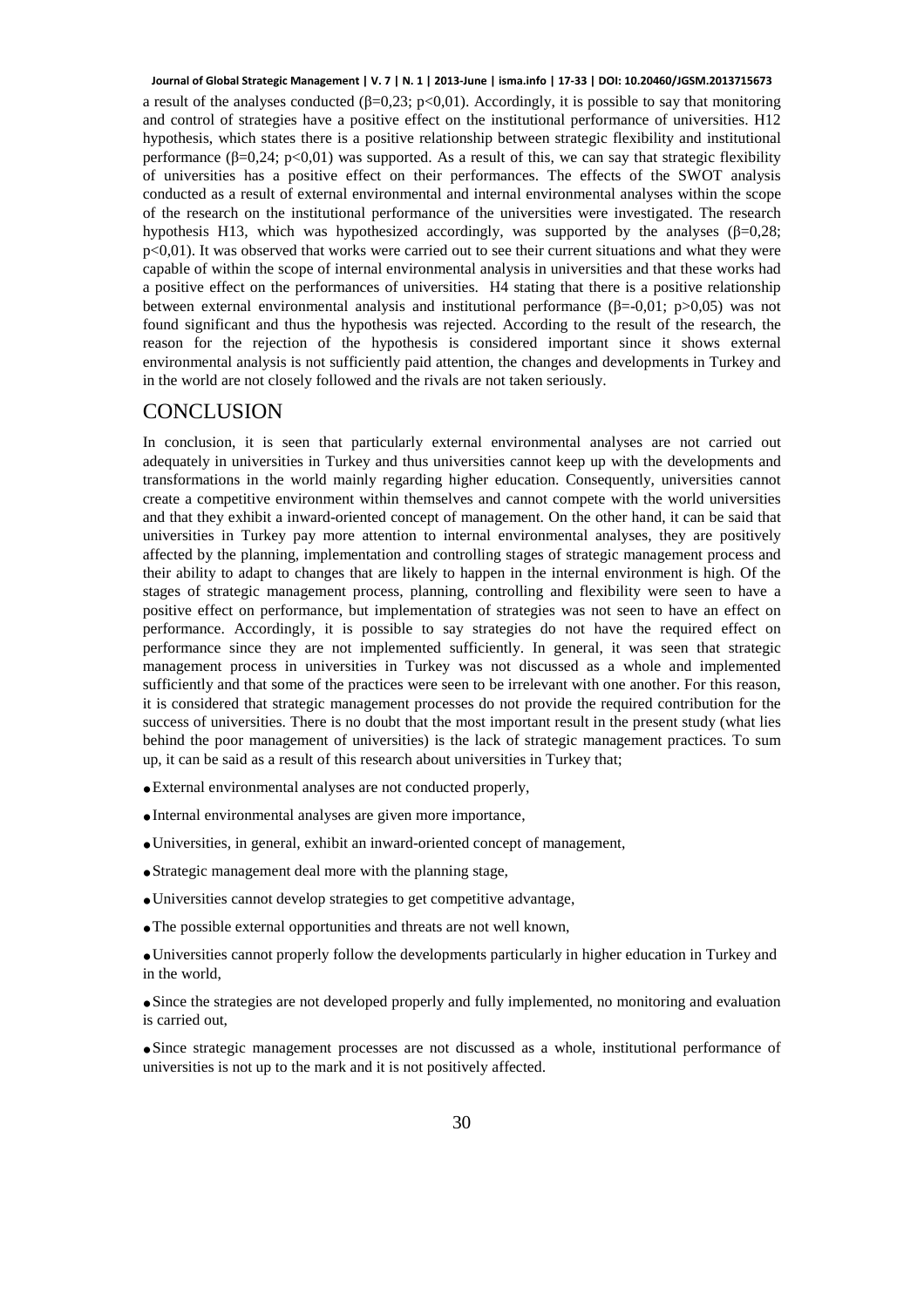a result of the analyses conducted ($\beta$=0,23; $p$<0,01). Accordingly, it is possible to say that monitoring and control of strategies have a positive effect on the institutional performance of universities. H12 hypothesis, which states there is a positive relationship between strategic flexibility and institutional performance ($\beta$=0,24; $p$<0,01) was supported. As a result of this, we can say that strategic flexibility of universities has a positive effect on their performances. The effects of the SWOT analysis conducted as a result of external environmental and internal environmental analyses within the scope of the research on the institutional performance of the universities were investigated. The research hypothesis H13, which was hypothesized accordingly, was supported by the analyses ($\beta$=0,28; $p$<0,01). It was observed that works were carried out to see their current situations and what they were capable of within the scope of internal environmental analysis in universities and that these works had a positive effect on the performances of universities. H4 stating that there is a positive relationship between external environmental analysis and institutional performance ($\beta$=-0,01; $p$>0,05) was not found significant and thus the hypothesis was rejected. According to the result of the research, the reason for the rejection of the hypothesis is considered important since it shows external environmental analysis is not sufficiently paid attention, the changes and developments in Turkey and in the world are not closely followed and the rivals are not taken seriously.

## CONCLUSION

In conclusion, it is seen that particularly external environmental analyses are not carried out adequately in universities in Turkey and thus universities cannot keep up with the developments and transformations in the world mainly regarding higher education. Consequently, universities cannot create a competitive environment within themselves and cannot compete with the world universities and that they exhibit a inward-oriented concept of management. On the other hand, it can be said that universities in Turkey pay more attention to internal environmental analyses, they are positively affected by the planning, implementation and controlling stages of strategic management process and their ability to adapt to changes that are likely to happen in the internal environment is high. Of the stages of strategic management process, planning, controlling and flexibility were seen to have a positive effect on performance, but implementation of strategies was not seen to have an effect on performance. Accordingly, it is possible to say strategies do not have the required effect on performance since they are not implemented sufficiently. In general, it was seen that strategic management process in universities in Turkey was not discussed as a whole and implemented sufficiently and that some of the practices were seen to be irrelevant with one another. For this reason, it is considered that strategic management processes do not provide the required contribution for the success of universities. There is no doubt that the most important result in the present study (what lies behind the poor management of universities) is the lack of strategic management practices. To sum up, it can be said as a result of this research about universities in Turkey that;

- External environmental analyses are not conducted properly,
- Internal environmental analyses are given more importance,
- Universities, in general, exhibit an inward-oriented concept of management,
- Strategic management deal more with the planning stage,
- Universities cannot develop strategies to get competitive advantage,
- The possible external opportunities and threats are not well known,
- Universities cannot properly follow the developments particularly in higher education in Turkey and in the world,
- Since the strategies are not developed properly and fully implemented, no monitoring and evaluation is carried out,
- Since strategic management processes are not discussed as a whole, institutional performance of universities is not up to the mark and it is not positively affected.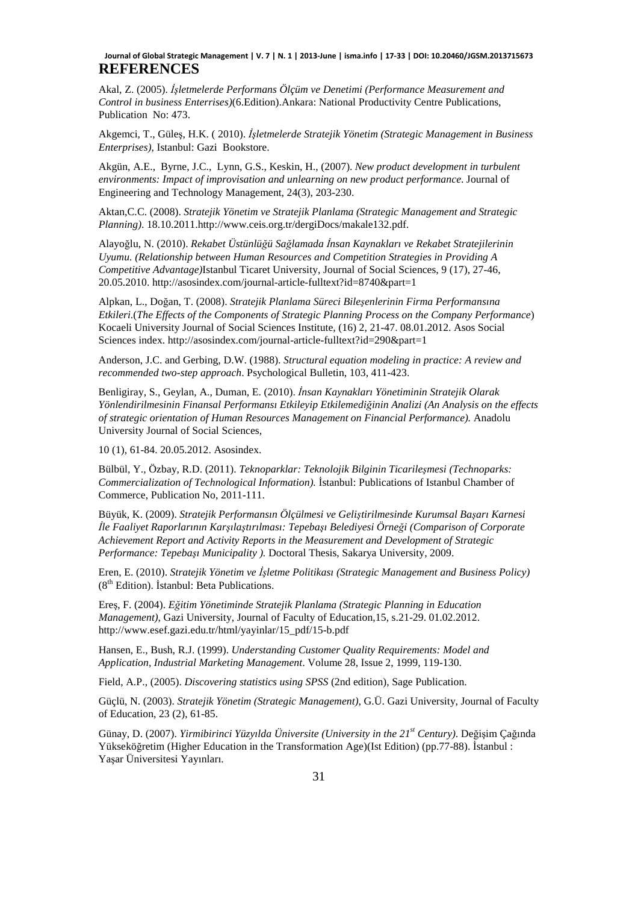## REFERENCES

Akal, Z. (2005). *İşletmelerde Performans Ölçüm ve Denetimi (Performance Measurement and Control in business Enterrises)*(6.Edition).Ankara: National Productivity Centre Publications, Publication No: 473.

Akgemci, T., Güleş, H.K. ( 2010). *İşletmelerde Stratejik Yönetim (Strategic Management in Business Enterprises)*, Istanbul: Gazi Bookstore.

Akgün, A.E., Byrne, J.C., Lynn, G.S., Keskin, H., (2007). *New product development in turbulent environments: Impact of improvisation and unlearning on new product performance*. Journal of Engineering and Technology Management, 24(3), 203-230.

Aktan,C.C. (2008). *Stratejik Yönetim ve Stratejik Planlama (Strategic Management and Strategic Planning)*. 18.10.2011.http://www.ceis.org.tr/dergiDocs/makale132.pdf.

Alayoğlu, N. (2010). *Rekabet Üstünlüğü Sağlamada İnsan Kaynakları ve Rekabet Stratejilerinin Uyumu. (Relationship between Human Resources and Competition Strategies in Providing A Competitive Advantage)*Istanbul Ticaret University, Journal of Social Sciences, 9 (17), 27-46, 20.05.2010. http://asosindex.com/journal-article-fulltext?id=8740&part=1

Alpkan, L., Doğan, T. (2008). *Stratejik Planlama Süreci Bileşenlerinin Firma Performansına Etkileri*.(*The Effects of the Components of Strategic Planning Process on the Company Performance*) Kocaeli University Journal of Social Sciences Institute, (16) 2, 21-47. 08.01.2012. Asos Social Sciences index. http://asosindex.com/journal-article-fulltext?id=290&part=1

Anderson, J.C. and Gerbing, D.W. (1988). *Structural equation modeling in practice: A review and recommended two-step approach*. Psychological Bulletin, 103, 411-423.

Benligiray, S., Geylan, A., Duman, E. (2010). *İnsan Kaynakları Yönetiminin Stratejik Olarak Yönlendirilmesinin Finansal Performansı Etkileyip Etkilemediğinin Analizi (An Analysis on the effects of strategic orientation of Human Resources Management on Financial Performance).* Anadolu University Journal of Social Sciences,

10 (1), 61-84. 20.05.2012. Asosindex.

Bülbül, Y., Özbay, R.D. (2011). *Teknoparklar: Teknolojik Bilginin Ticarileşmesi (Technoparks: Commercialization of Technological Information).* İstanbul: Publications of Istanbul Chamber of Commerce, Publication No, 2011-111.

Büyük, K. (2009). *Stratejik Performansın Ölçülmesi ve Geliştirilmesinde Kurumsal Başarı Karnesi İle Faaliyet Raporlarının Karşılaştırılması: Tepebaşı Belediyesi Örneği (Comparison of Corporate Achievement Report and Activity Reports in the Measurement and Development of Strategic Performance: Tepebaşı Municipality ).* Doctoral Thesis, Sakarya University, 2009.

Eren, E. (2010). *Stratejik Yönetim ve İşletme Politikası (Strategic Management and Business Policy)* (8th Edition). İstanbul: Beta Publications.

Ereş, F. (2004). *Eğitim Yönetiminde Stratejik Planlama (Strategic Planning in Education Management)*, Gazi University, Journal of Faculty of Education,15, s.21-29. 01.02.2012. http://www.esef.gazi.edu.tr/html/yayinlar/15_pdf/15-b.pdf

Hansen, E., Bush, R.J. (1999). *Understanding Customer Quality Requirements: Model and Application, Industrial Marketing Management*. Volume 28, Issue 2, 1999, 119-130.

Field, A.P., (2005). *Discovering statistics using SPSS* (2nd edition), Sage Publication.

Güçlü, N. (2003). *Stratejik Yönetim (Strategic Management)*, G.Ü. Gazi University, Journal of Faculty of Education, 23 (2), 61-85.

Günay, D. (2007). *Yirmibirinci Yüzyılda Üniversite (University in the 21st Century)*. Değişim Çağında Yükseköğretim (Higher Education in the Transformation Age)(Ist Edition) (pp.77-88). İstanbul : Yaşar Üniversitesi Yayınları.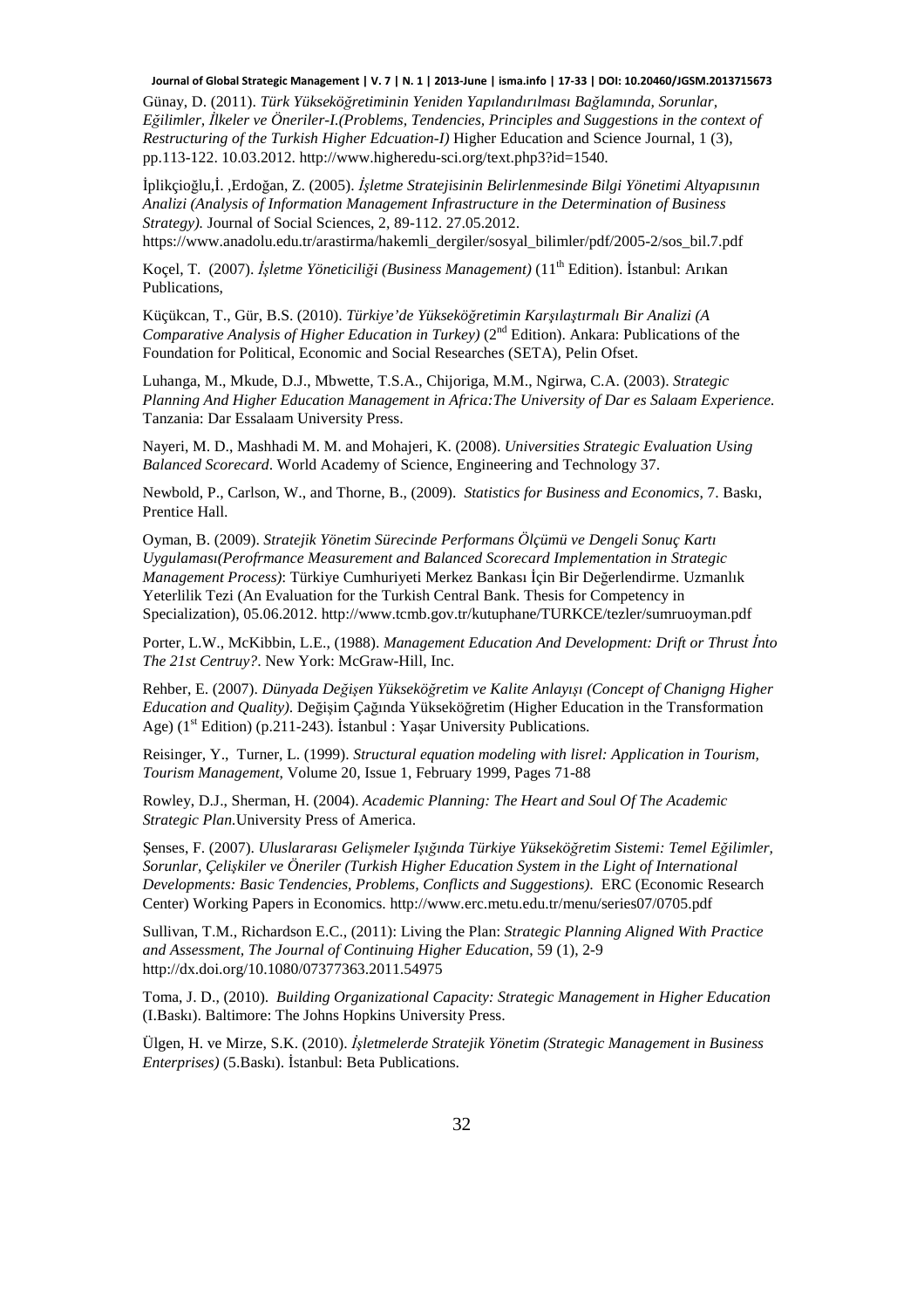Günay, D. (2011). *Türk Yükseköğretiminin Yeniden Yapılandırılması Bağlamında, Sorunlar, Eğilimler, İlkeler ve Öneriler-I.(Problems, Tendencies, Principles and Suggestions in the context of Restructuring of the Turkish Higher Edcuation-I)* Higher Education and Science Journal, 1 (3), pp.113-122. 10.03.2012. http://www.higheredu-sci.org/text.php3?id=1540.

İplikçioğlu,İ. ,Erdoğan, Z. (2005). *İşletme Stratejisinin Belirlenmesinde Bilgi Yönetimi Altyapısının Analizi (Analysis of Information Management Infrastructure in the Determination of Business Strategy).* Journal of Social Sciences, 2, 89-112. 27.05.2012. https://www.anadolu.edu.tr/arastirma/hakemli_dergiler/sosyal_bilimler/pdf/2005-2/sos_bil.7.pdf

Koçel, T. (2007). *İşletme Yöneticiliği (Business Management)* (11th Edition). İstanbul: Arıkan Publications,

Küçükcan, T., Gür, B.S. (2010). *Türkiye'de Yükseköğretimin Karşılaştırmalı Bir Analizi (A Comparative Analysis of Higher Education in Turkey)* (2nd Edition). Ankara: Publications of the Foundation for Political, Economic and Social Researches (SETA), Pelin Ofset.

Luhanga, M., Mkude, D.J., Mbwette, T.S.A., Chijoriga, M.M., Ngirwa, C.A. (2003). *Strategic Planning And Higher Education Management in Africa:The University of Dar es Salaam Experience.* Tanzania: Dar Essalaam University Press.

Nayeri, M. D., Mashhadi M. M. and Mohajeri, K. (2008). *Universities Strategic Evaluation Using Balanced Scorecard*. World Academy of Science, Engineering and Technology 37.

Newbold, P., Carlson, W., and Thorne, B., (2009). *Statistics for Business and Economics*, 7. Baskı, Prentice Hall.

Oyman, B. (2009). *Stratejik Yönetim Sürecinde Performans Ölçümü ve Dengeli Sonuç Kartı Uygulaması(Perofrmance Measurement and Balanced Scorecard Implementation in Strategic Management Process)*: Türkiye Cumhuriyeti Merkez Bankası İçin Bir Değerlendirme. Uzmanlık Yeterlilik Tezi (An Evaluation for the Turkish Central Bank. Thesis for Competency in Specialization), 05.06.2012. http://www.tcmb.gov.tr/kutuphane/TURKCE/tezler/sumruoyman.pdf

Porter, L.W., McKibbin, L.E., (1988). *Management Education And Development: Drift or Thrust İnto The 21st Centruy?*. New York: McGraw-Hill, Inc.

Rehber, E. (2007). *Dünyada Değişen Yükseköğretim ve Kalite Anlayışı (Concept of Chanigng Higher Education and Quality)*. Değişim Çağında Yükseköğretim (Higher Education in the Transformation Age) (1st Edition) (p.211-243). İstanbul : Yaşar University Publications.

Reisinger, Y., Turner, L. (1999). *Structural equation modeling with lisrel: Application in Tourism, Tourism Management*, Volume 20, Issue 1, February 1999, Pages 71-88

Rowley, D.J., Sherman, H. (2004). *Academic Planning: The Heart and Soul Of The Academic Strategic Plan.*University Press of America.

Şenses, F. (2007). *Uluslararası Gelişmeler Işığında Türkiye Yükseköğretim Sistemi: Temel Eğilimler, Sorunlar, Çelişkiler ve Öneriler (Turkish Higher Education System in the Light of International Developments: Basic Tendencies, Problems, Conflicts and Suggestions).* ERC (Economic Research Center) Working Papers in Economics. http://www.erc.metu.edu.tr/menu/series07/0705.pdf

Sullivan, T.M., Richardson E.C., (2011): Living the Plan: *Strategic Planning Aligned With Practice and Assessment, The Journal of Continuing Higher Education*, 59 (1), 2-9 http://dx.doi.org/10.1080/07377363.2011.54975

Toma, J. D., (2010). *Building Organizational Capacity: Strategic Management in Higher Education* (I.Baskı). Baltimore: The Johns Hopkins University Press.

Ülgen, H. ve Mirze, S.K. (2010). *İşletmelerde Stratejik Yönetim (Strategic Management in Business Enterprises)* (5.Baskı). İstanbul: Beta Publications.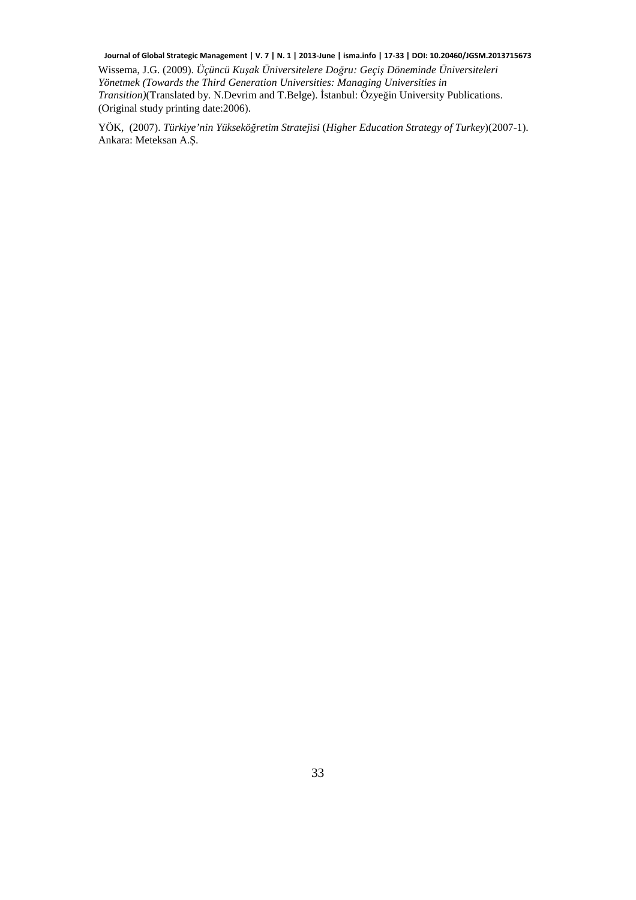Wissema, J.G. (2009). *Üçüncü Kuşak Üniversitelere Doğru: Geçiş Döneminde Üniversiteleri Yönetmek (Towards the Third Generation Universities: Managing Universities in Transition)*(Translated by. N.Devrim and T.Belge). İstanbul: Özyeğin University Publications. (Original study printing date:2006).

YÖK, (2007). *Türkiye'nin Yükseköğretim Stratejisi* (*Higher Education Strategy of Turkey*)(2007-1). Ankara: Meteksan A.Ş.